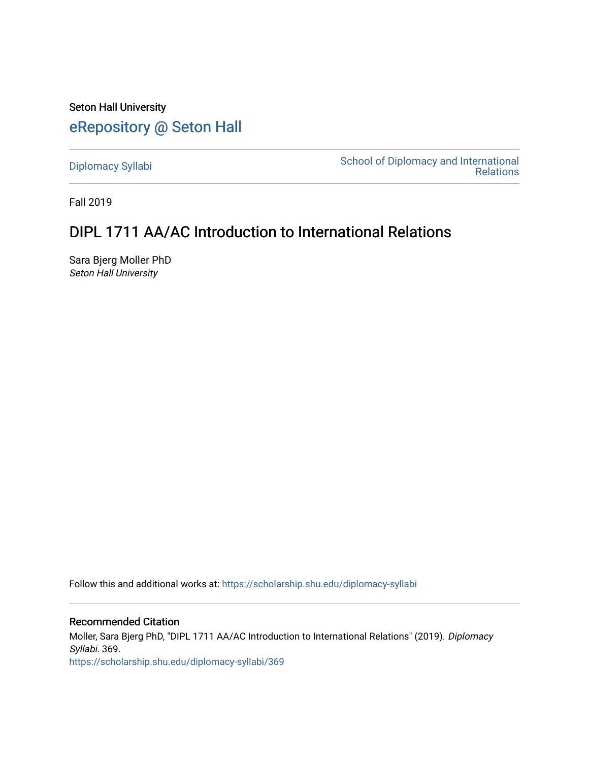Seton Hall University

# eRepository @ Seton Hall

Diplomacy Syllabi

School of Diplomacy and International Relations

Fall 2019

## DIPL 1711 AA/AC Introduction to International Relations

Sara Bjerg Moller PhD

*Seton Hall University*

Follow this and additional works at: https://scholarship.shu.edu/diplomacy-syllabi

### Recommended Citation

Moller, Sara Bjerg PhD, "DIPL 1711 AA/AC Introduction to International Relations" (2019). *Diplomacy Syllabi*. 369.

https://scholarship.shu.edu/diplomacy-syllabi/369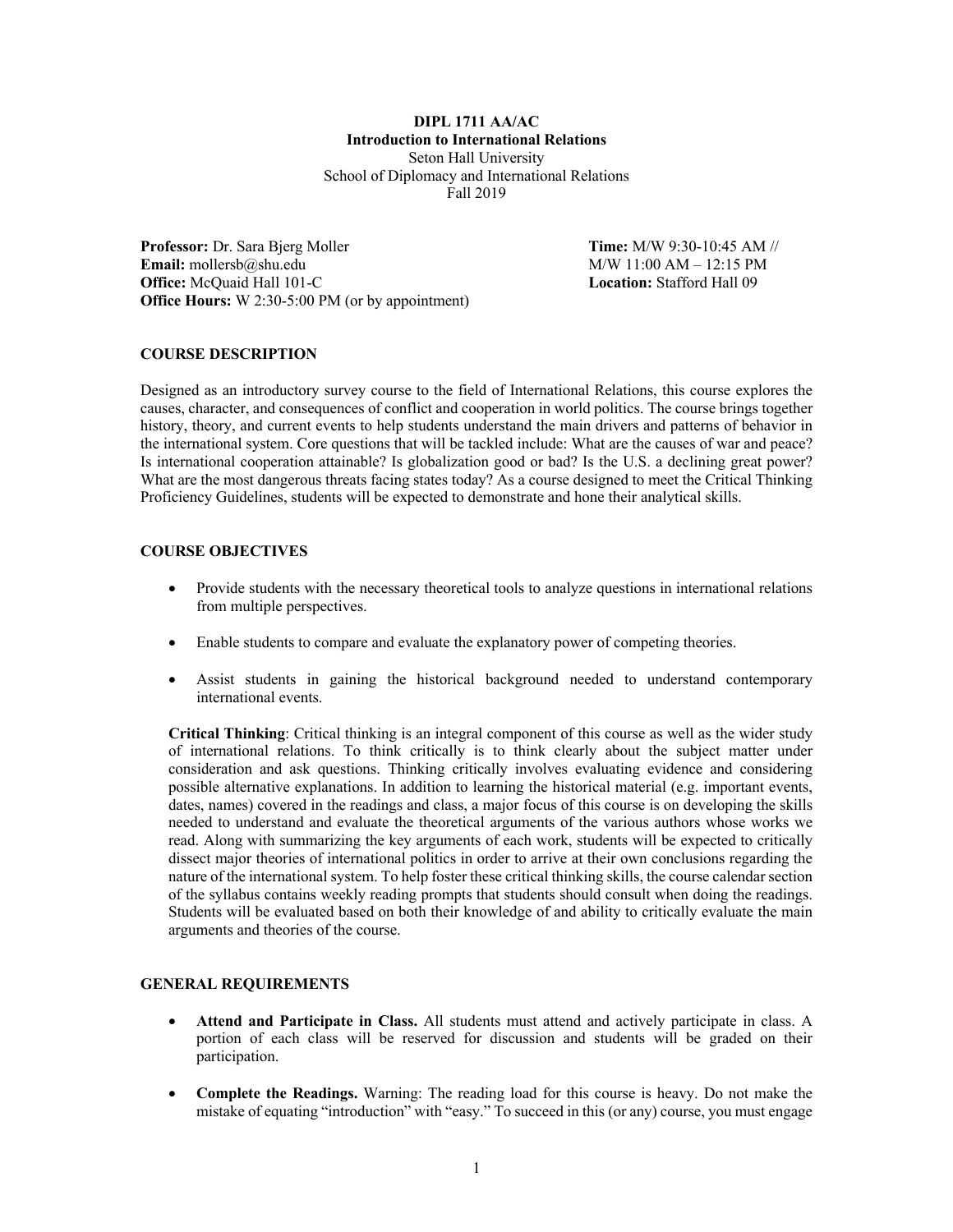**DIPL 1711 AA/AC**
**Introduction to International Relations**
Seton Hall University
School of Diplomacy and International Relations
Fall 2019

**Professor:** Dr. Sara Bjerg Moller
**Email:** mollersb@shu.edu
**Office:** McQuaid Hall 101-C
**Office Hours:** W 2:30-5:00 PM (or by appointment)

**Time:** M/W 9:30-10:45 AM // M/W 11:00 AM – 12:15 PM
**Location:** Stafford Hall 09

## COURSE DESCRIPTION

Designed as an introductory survey course to the field of International Relations, this course explores the causes, character, and consequences of conflict and cooperation in world politics. The course brings together history, theory, and current events to help students understand the main drivers and patterns of behavior in the international system. Core questions that will be tackled include: What are the causes of war and peace? Is international cooperation attainable? Is globalization good or bad? Is the U.S. a declining great power? What are the most dangerous threats facing states today? As a course designed to meet the Critical Thinking Proficiency Guidelines, students will be expected to demonstrate and hone their analytical skills.

## COURSE OBJECTIVES

- Provide students with the necessary theoretical tools to analyze questions in international relations from multiple perspectives.
- Enable students to compare and evaluate the explanatory power of competing theories.
- Assist students in gaining the historical background needed to understand contemporary international events.

**Critical Thinking**: Critical thinking is an integral component of this course as well as the wider study of international relations. To think critically is to think clearly about the subject matter under consideration and ask questions. Thinking critically involves evaluating evidence and considering possible alternative explanations. In addition to learning the historical material (e.g. important events, dates, names) covered in the readings and class, a major focus of this course is on developing the skills needed to understand and evaluate the theoretical arguments of the various authors whose works we read. Along with summarizing the key arguments of each work, students will be expected to critically dissect major theories of international politics in order to arrive at their own conclusions regarding the nature of the international system. To help foster these critical thinking skills, the course calendar section of the syllabus contains weekly reading prompts that students should consult when doing the readings. Students will be evaluated based on both their knowledge of and ability to critically evaluate the main arguments and theories of the course.

## GENERAL REQUIREMENTS

- **Attend and Participate in Class.** All students must attend and actively participate in class. A portion of each class will be reserved for discussion and students will be graded on their participation.
- **Complete the Readings.** Warning: The reading load for this course is heavy. Do not make the mistake of equating "introduction" with "easy." To succeed in this (or any) course, you must engage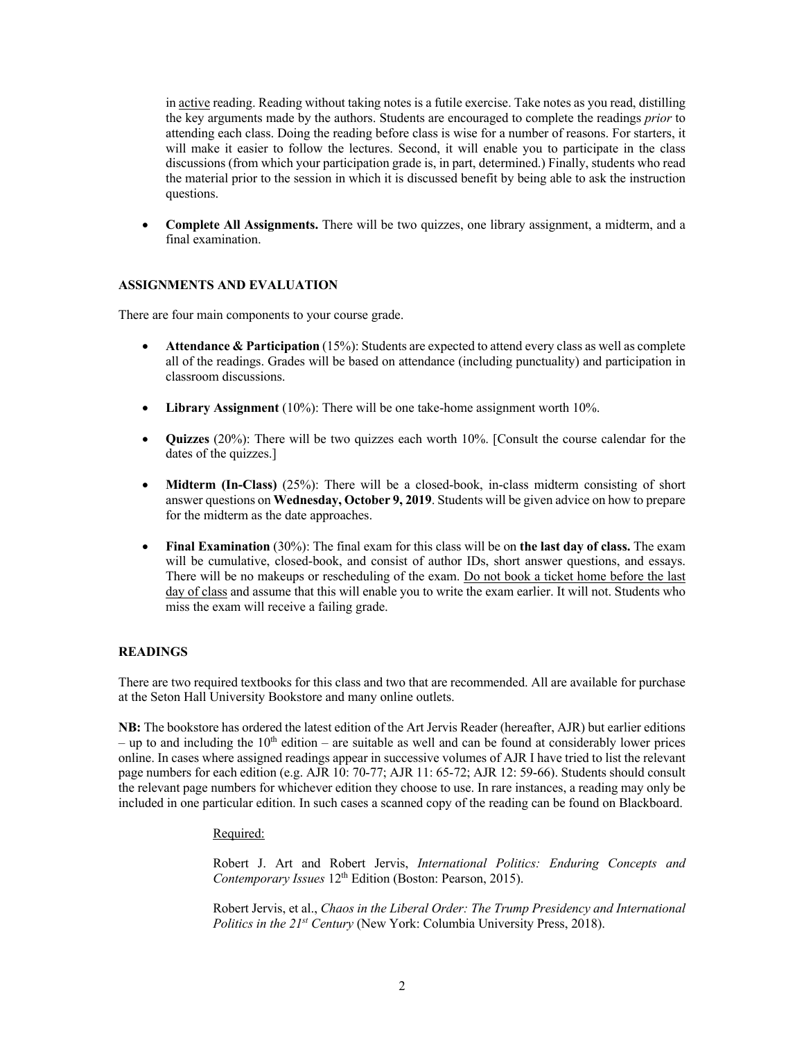in active reading. Reading without taking notes is a futile exercise. Take notes as you read, distilling the key arguments made by the authors. Students are encouraged to complete the readings *prior* to attending each class. Doing the reading before class is wise for a number of reasons. For starters, it will make it easier to follow the lectures. Second, it will enable you to participate in the class discussions (from which your participation grade is, in part, determined.) Finally, students who read the material prior to the session in which it is discussed benefit by being able to ask the instruction questions.

- **Complete All Assignments.** There will be two quizzes, one library assignment, a midterm, and a final examination.

### ASSIGNMENTS AND EVALUATION

There are four main components to your course grade.

- **Attendance & Participation** (15%): Students are expected to attend every class as well as complete all of the readings. Grades will be based on attendance (including punctuality) and participation in classroom discussions.

- **Library Assignment** (10%): There will be one take-home assignment worth 10%.

- **Quizzes** (20%): There will be two quizzes each worth 10%. [Consult the course calendar for the dates of the quizzes.]

- **Midterm (In-Class)** (25%): There will be a closed-book, in-class midterm consisting of short answer questions on **Wednesday, October 9, 2019**. Students will be given advice on how to prepare for the midterm as the date approaches.

- **Final Examination** (30%): The final exam for this class will be on **the last day of class.** The exam will be cumulative, closed-book, and consist of author IDs, short answer questions, and essays. There will be no makeups or rescheduling of the exam. Do not book a ticket home before the last day of class and assume that this will enable you to write the exam earlier. It will not. Students who miss the exam will receive a failing grade.

### READINGS

There are two required textbooks for this class and two that are recommended. All are available for purchase at the Seton Hall University Bookstore and many online outlets.

**NB:** The bookstore has ordered the latest edition of the Art Jervis Reader (hereafter, AJR) but earlier editions – up to and including the 10th edition – are suitable as well and can be found at considerably lower prices online. In cases where assigned readings appear in successive volumes of AJR I have tried to list the relevant page numbers for each edition (e.g. AJR 10: 70-77; AJR 11: 65-72; AJR 12: 59-66). Students should consult the relevant page numbers for whichever edition they choose to use. In rare instances, a reading may only be included in one particular edition. In such cases a scanned copy of the reading can be found on Blackboard.

Required:

Robert J. Art and Robert Jervis, *International Politics: Enduring Concepts and Contemporary Issues* 12th Edition (Boston: Pearson, 2015).

Robert Jervis, et al., *Chaos in the Liberal Order: The Trump Presidency and International Politics in the 21st Century* (New York: Columbia University Press, 2018).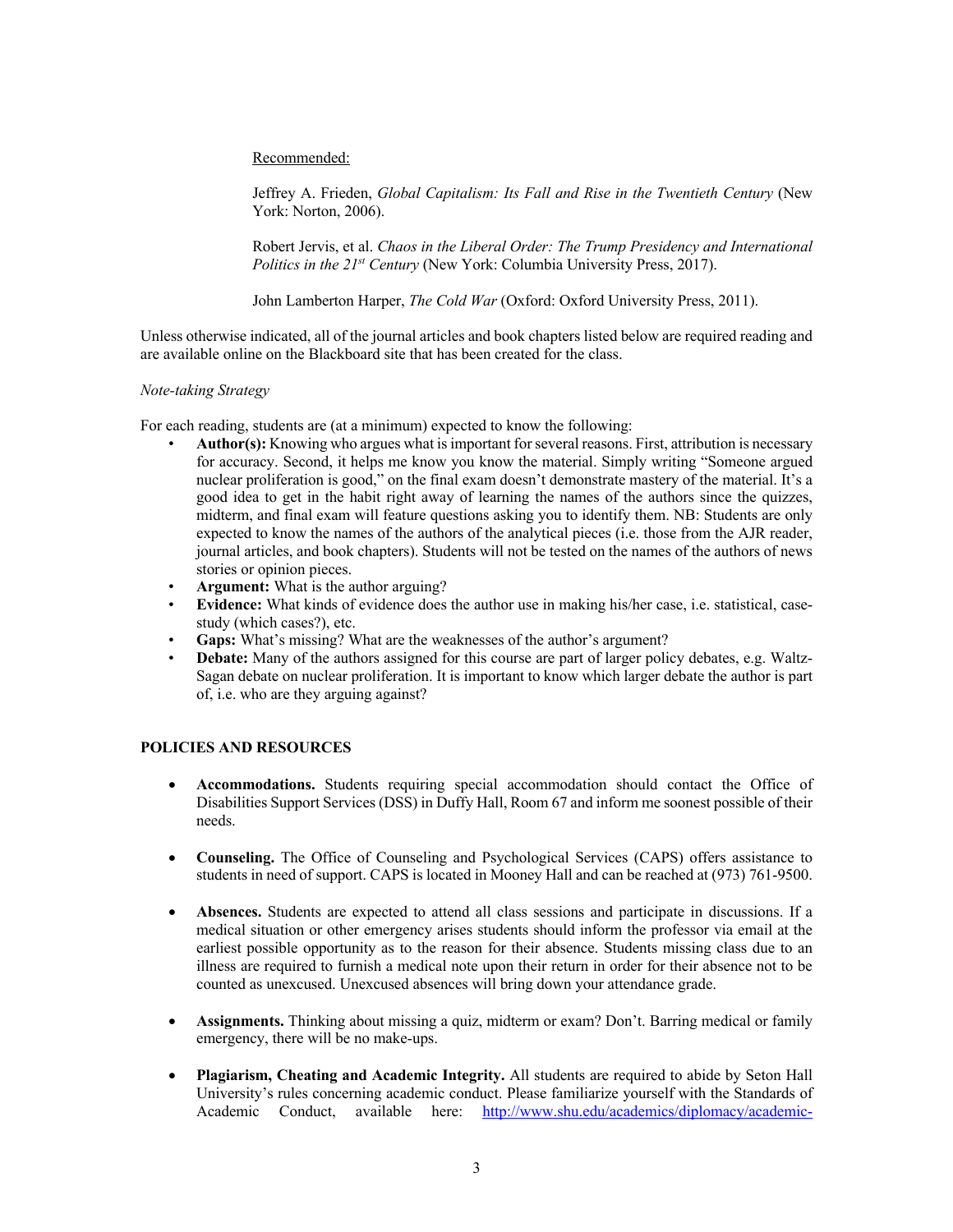Recommended:

Jeffrey A. Frieden, *Global Capitalism: Its Fall and Rise in the Twentieth Century* (New York: Norton, 2006).

Robert Jervis, et al. *Chaos in the Liberal Order: The Trump Presidency and International Politics in the 21st Century* (New York: Columbia University Press, 2017).

John Lamberton Harper, *The Cold War* (Oxford: Oxford University Press, 2011).

Unless otherwise indicated, all of the journal articles and book chapters listed below are required reading and are available online on the Blackboard site that has been created for the class.

*Note-taking Strategy*

For each reading, students are (at a minimum) expected to know the following:

- **Author(s):** Knowing who argues what is important for several reasons. First, attribution is necessary for accuracy. Second, it helps me know you know the material. Simply writing "Someone argued nuclear proliferation is good," on the final exam doesn't demonstrate mastery of the material. It's a good idea to get in the habit right away of learning the names of the authors since the quizzes, midterm, and final exam will feature questions asking you to identify them. NB: Students are only expected to know the names of the authors of the analytical pieces (i.e. those from the AJR reader, journal articles, and book chapters). Students will not be tested on the names of the authors of news stories or opinion pieces.
- **Argument:** What is the author arguing?
- **Evidence:** What kinds of evidence does the author use in making his/her case, i.e. statistical, case-study (which cases?), etc.
- **Gaps:** What's missing? What are the weaknesses of the author's argument?
- **Debate:** Many of the authors assigned for this course are part of larger policy debates, e.g. Waltz-Sagan debate on nuclear proliferation. It is important to know which larger debate the author is part of, i.e. who are they arguing against?

## POLICIES AND RESOURCES

- **Accommodations.** Students requiring special accommodation should contact the Office of Disabilities Support Services (DSS) in Duffy Hall, Room 67 and inform me soonest possible of their needs.

- **Counseling.** The Office of Counseling and Psychological Services (CAPS) offers assistance to students in need of support. CAPS is located in Mooney Hall and can be reached at (973) 761-9500.

- **Absences.** Students are expected to attend all class sessions and participate in discussions. If a medical situation or other emergency arises students should inform the professor via email at the earliest possible opportunity as to the reason for their absence. Students missing class due to an illness are required to furnish a medical note upon their return in order for their absence not to be counted as unexcused. Unexcused absences will bring down your attendance grade.

- **Assignments.** Thinking about missing a quiz, midterm or exam? Don't. Barring medical or family emergency, there will be no make-ups.

- **Plagiarism, Cheating and Academic Integrity.** All students are required to abide by Seton Hall University's rules concerning academic conduct. Please familiarize yourself with the Standards of Academic Conduct, available here: http://www.shu.edu/academics/diplomacy/academic-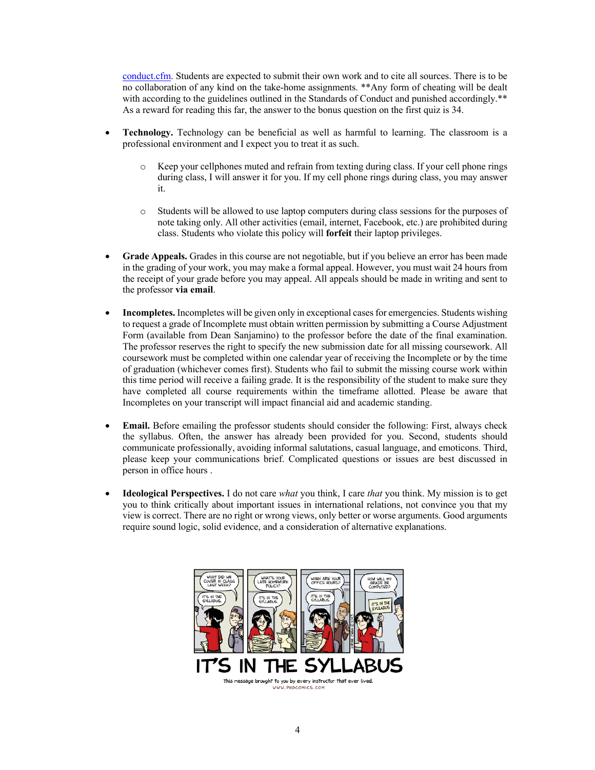conduct.cfm. Students are expected to submit their own work and to cite all sources. There is to be no collaboration of any kind on the take-home assignments. **Any form of cheating will be dealt with according to the guidelines outlined in the Standards of Conduct and punished accordingly.** As a reward for reading this far, the answer to the bonus question on the first quiz is 34.

- **Technology.** Technology can be beneficial as well as harmful to learning. The classroom is a professional environment and I expect you to treat it as such.
  - Keep your cellphones muted and refrain from texting during class. If your cell phone rings during class, I will answer it for you. If my cell phone rings during class, you may answer it.
  - Students will be allowed to use laptop computers during class sessions for the purposes of note taking only. All other activities (email, internet, Facebook, etc.) are prohibited during class. Students who violate this policy will **forfeit** their laptop privileges.

- **Grade Appeals.** Grades in this course are not negotiable, but if you believe an error has been made in the grading of your work, you may make a formal appeal. However, you must wait 24 hours from the receipt of your grade before you may appeal. All appeals should be made in writing and sent to the professor **via email**.

- **Incompletes.** Incompletes will be given only in exceptional cases for emergencies. Students wishing to request a grade of Incomplete must obtain written permission by submitting a Course Adjustment Form (available from Dean Sanjamino) to the professor before the date of the final examination. The professor reserves the right to specify the new submission date for all missing coursework. All coursework must be completed within one calendar year of receiving the Incomplete or by the time of graduation (whichever comes first). Students who fail to submit the missing course work within this time period will receive a failing grade. It is the responsibility of the student to make sure they have completed all course requirements within the timeframe allotted. Please be aware that Incompletes on your transcript will impact financial aid and academic standing.

- **Email.** Before emailing the professor students should consider the following: First, always check the syllabus. Often, the answer has already been provided for you. Second, students should communicate professionally, avoiding informal salutations, casual language, and emoticons. Third, please keep your communications brief. Complicated questions or issues are best discussed in person in office hours .

- **Ideological Perspectives.** I do not care *what* you think, I care *that* you think. My mission is to get you to think critically about important issues in international relations, not convince you that my view is correct. There are no right or wrong views, only better or worse arguments. Good arguments require sound logic, solid evidence, and a consideration of alternative explanations.

IT'S IN THE SYLLABUS

This message brought to you by every instructor that ever lived.

WWW.PHDCOMICS.COM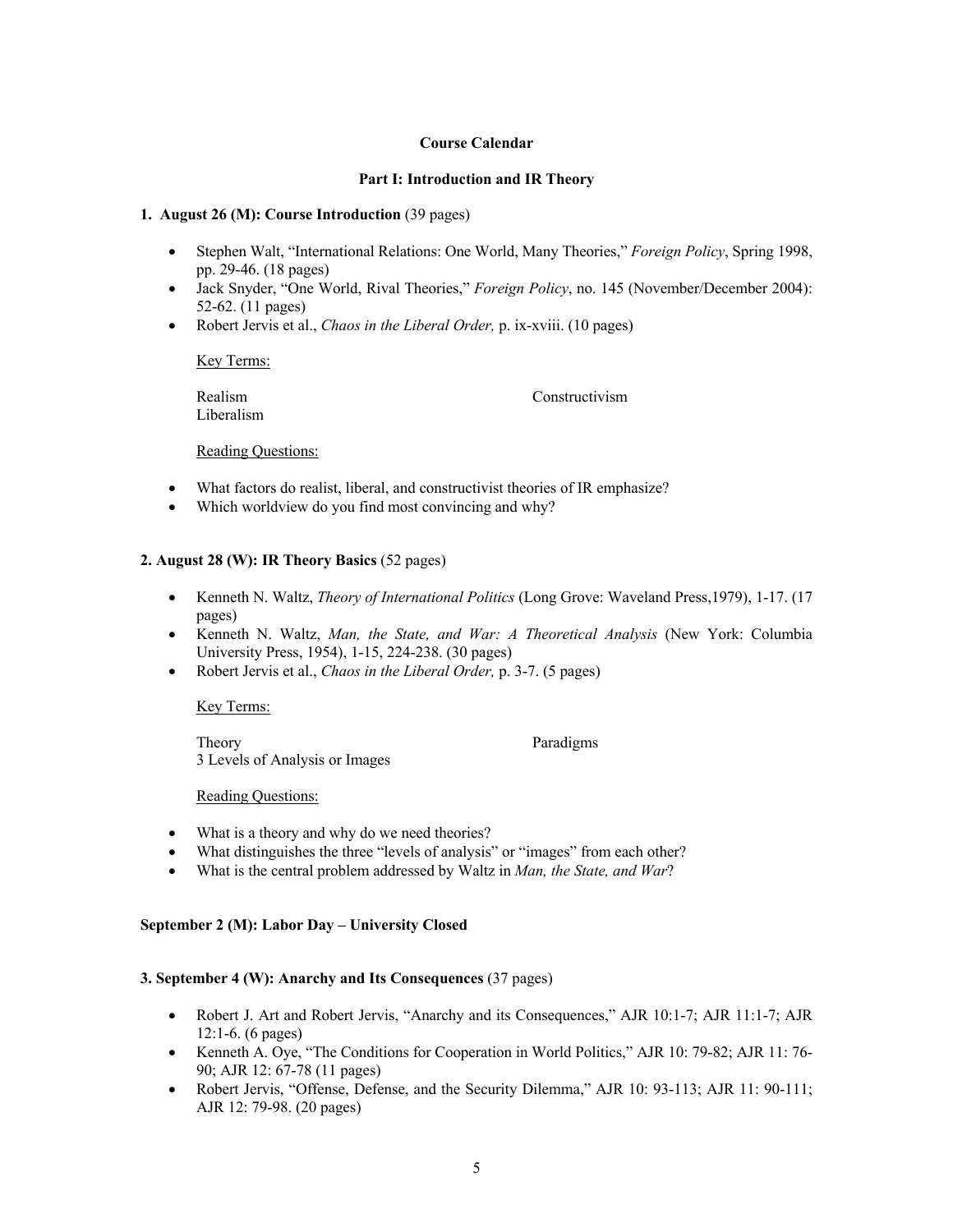## Course Calendar

### Part I: Introduction and IR Theory

**1. August 26 (M): Course Introduction** (39 pages)

- Stephen Walt, "International Relations: One World, Many Theories," *Foreign Policy*, Spring 1998, pp. 29-46. (18 pages)
- Jack Snyder, "One World, Rival Theories," *Foreign Policy*, no. 145 (November/December 2004): 52-62. (11 pages)
- Robert Jervis et al., *Chaos in the Liberal Order,* p. ix-xviii. (10 pages)

Key Terms:

Realism
Liberalism
Constructivism

Reading Questions:

- What factors do realist, liberal, and constructivist theories of IR emphasize?
- Which worldview do you find most convincing and why?

**2. August 28 (W): IR Theory Basics** (52 pages)

- Kenneth N. Waltz, *Theory of International Politics* (Long Grove: Waveland Press,1979), 1-17. (17 pages)
- Kenneth N. Waltz, *Man, the State, and War: A Theoretical Analysis* (New York: Columbia University Press, 1954), 1-15, 224-238. (30 pages)
- Robert Jervis et al., *Chaos in the Liberal Order,* p. 3-7. (5 pages)

Key Terms:

Theory
3 Levels of Analysis or Images
Paradigms

Reading Questions:

- What is a theory and why do we need theories?
- What distinguishes the three "levels of analysis" or "images" from each other?
- What is the central problem addressed by Waltz in *Man, the State, and War*?

**September 2 (M): Labor Day – University Closed**

**3. September 4 (W): Anarchy and Its Consequences** (37 pages)

- Robert J. Art and Robert Jervis, "Anarchy and its Consequences," AJR 10:1-7; AJR 11:1-7; AJR 12:1-6. (6 pages)
- Kenneth A. Oye, "The Conditions for Cooperation in World Politics," AJR 10: 79-82; AJR 11: 76-90; AJR 12: 67-78 (11 pages)
- Robert Jervis, "Offense, Defense, and the Security Dilemma," AJR 10: 93-113; AJR 11: 90-111; AJR 12: 79-98. (20 pages)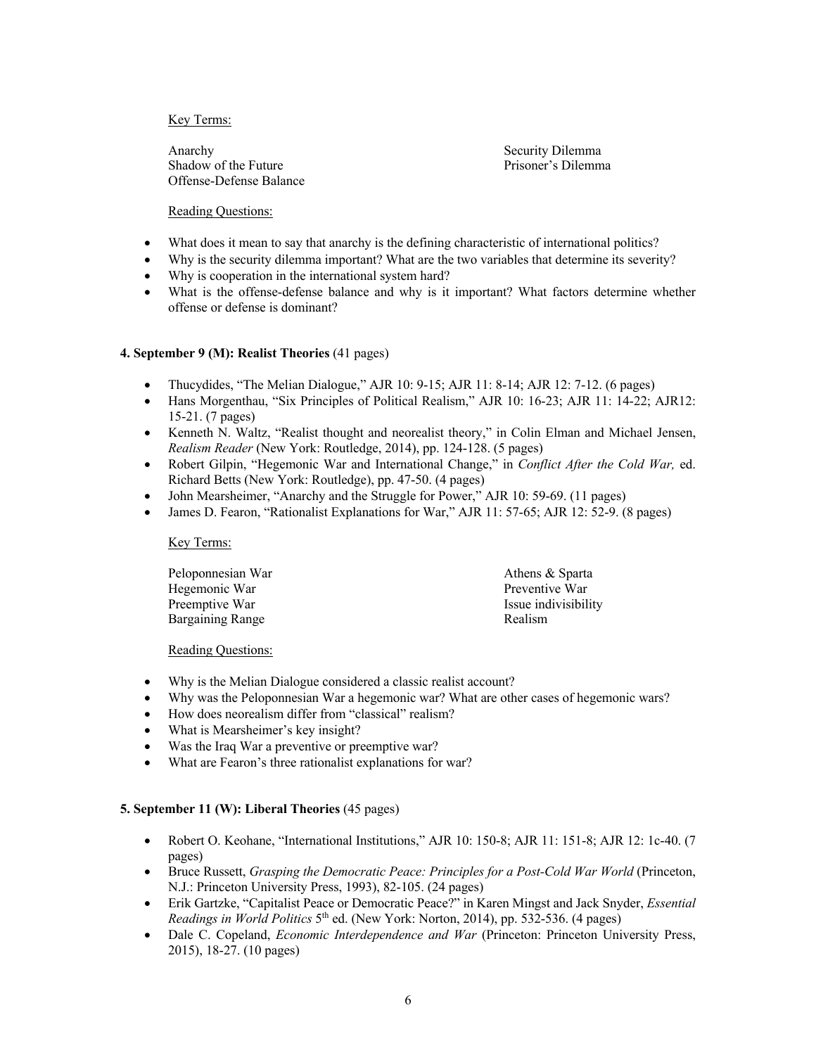Key Terms:

| | |
|---|---|
| Anarchy | Security Dilemma |
| Shadow of the Future | Prisoner's Dilemma |
| Offense-Defense Balance | |

Reading Questions:

- What does it mean to say that anarchy is the defining characteristic of international politics?
- Why is the security dilemma important? What are the two variables that determine its severity?
- Why is cooperation in the international system hard?
- What is the offense-defense balance and why is it important? What factors determine whether offense or defense is dominant?

### 4. September 9 (M): Realist Theories (41 pages)

- Thucydides, "The Melian Dialogue," AJR 10: 9-15; AJR 11: 8-14; AJR 12: 7-12. (6 pages)
- Hans Morgenthau, "Six Principles of Political Realism," AJR 10: 16-23; AJR 11: 14-22; AJR12: 15-21. (7 pages)
- Kenneth N. Waltz, "Realist thought and neorealist theory," in Colin Elman and Michael Jensen, *Realism Reader* (New York: Routledge, 2014), pp. 124-128. (5 pages)
- Robert Gilpin, "Hegemonic War and International Change," in *Conflict After the Cold War,* ed. Richard Betts (New York: Routledge), pp. 47-50. (4 pages)
- John Mearsheimer, "Anarchy and the Struggle for Power," AJR 10: 59-69. (11 pages)
- James D. Fearon, "Rationalist Explanations for War," AJR 11: 57-65; AJR 12: 52-9. (8 pages)

Key Terms:

| | |
|---|---|
| Peloponnesian War | Athens & Sparta |
| Hegemonic War | Preventive War |
| Preemptive War | Issue indivisibility |
| Bargaining Range | Realism |

Reading Questions:

- Why is the Melian Dialogue considered a classic realist account?
- Why was the Peloponnesian War a hegemonic war? What are other cases of hegemonic wars?
- How does neorealism differ from "classical" realism?
- What is Mearsheimer's key insight?
- Was the Iraq War a preventive or preemptive war?
- What are Fearon's three rationalist explanations for war?

### 5. September 11 (W): Liberal Theories (45 pages)

- Robert O. Keohane, "International Institutions," AJR 10: 150-8; AJR 11: 151-8; AJR 12: 1c-40. (7 pages)
- Bruce Russett, *Grasping the Democratic Peace: Principles for a Post-Cold War World* (Princeton, N.J.: Princeton University Press, 1993), 82-105. (24 pages)
- Erik Gartzke, "Capitalist Peace or Democratic Peace?" in Karen Mingst and Jack Snyder, *Essential Readings in World Politics* 5th ed. (New York: Norton, 2014), pp. 532-536. (4 pages)
- Dale C. Copeland, *Economic Interdependence and War* (Princeton: Princeton University Press, 2015), 18-27. (10 pages)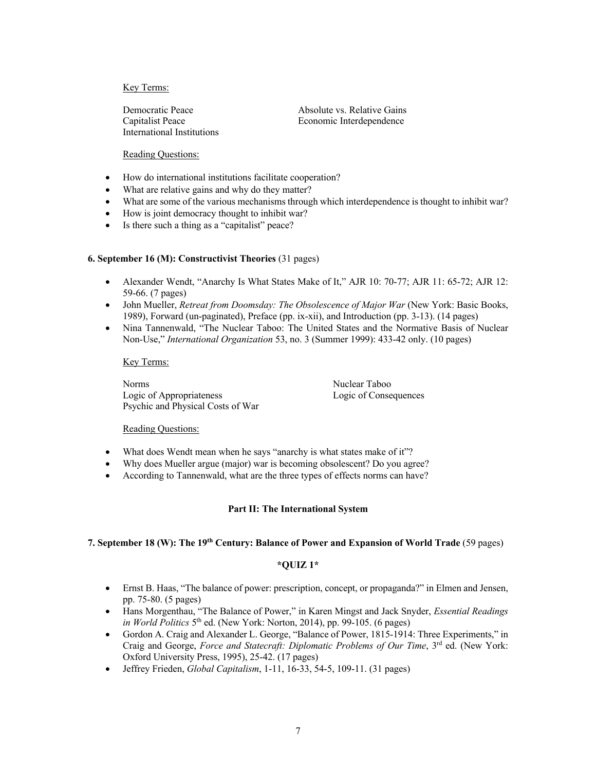Key Terms:

Democratic Peace
Capitalist Peace
International Institutions
Absolute vs. Relative Gains
Economic Interdependence

Reading Questions:

- How do international institutions facilitate cooperation?
- What are relative gains and why do they matter?
- What are some of the various mechanisms through which interdependence is thought to inhibit war?
- How is joint democracy thought to inhibit war?
- Is there such a thing as a "capitalist" peace?

**6. September 16 (M): Constructivist Theories** (31 pages)

- Alexander Wendt, "Anarchy Is What States Make of It," AJR 10: 70-77; AJR 11: 65-72; AJR 12: 59-66. (7 pages)
- John Mueller, *Retreat from Doomsday: The Obsolescence of Major War* (New York: Basic Books, 1989), Forward (un-paginated), Preface (pp. ix-xii), and Introduction (pp. 3-13). (14 pages)
- Nina Tannenwald, "The Nuclear Taboo: The United States and the Normative Basis of Nuclear Non-Use," *International Organization* 53, no. 3 (Summer 1999): 433-42 only. (10 pages)

Key Terms:

Norms
Logic of Appropriateness
Psychic and Physical Costs of War
Nuclear Taboo
Logic of Consequences

Reading Questions:

- What does Wendt mean when he says "anarchy is what states make of it"?
- Why does Mueller argue (major) war is becoming obsolescent? Do you agree?
- According to Tannenwald, what are the three types of effects norms can have?

**Part II: The International System**

**7. September 18 (W): The 19th Century: Balance of Power and Expansion of World Trade** (59 pages)

**\*QUIZ 1\***

- Ernst B. Haas, "The balance of power: prescription, concept, or propaganda?" in Elmen and Jensen, pp. 75-80. (5 pages)
- Hans Morgenthau, "The Balance of Power," in Karen Mingst and Jack Snyder, *Essential Readings in World Politics* 5th ed. (New York: Norton, 2014), pp. 99-105. (6 pages)
- Gordon A. Craig and Alexander L. George, "Balance of Power, 1815-1914: Three Experiments," in Craig and George, *Force and Statecraft: Diplomatic Problems of Our Time*, 3rd ed. (New York: Oxford University Press, 1995), 25-42. (17 pages)
- Jeffrey Frieden, *Global Capitalism*, 1-11, 16-33, 54-5, 109-11. (31 pages)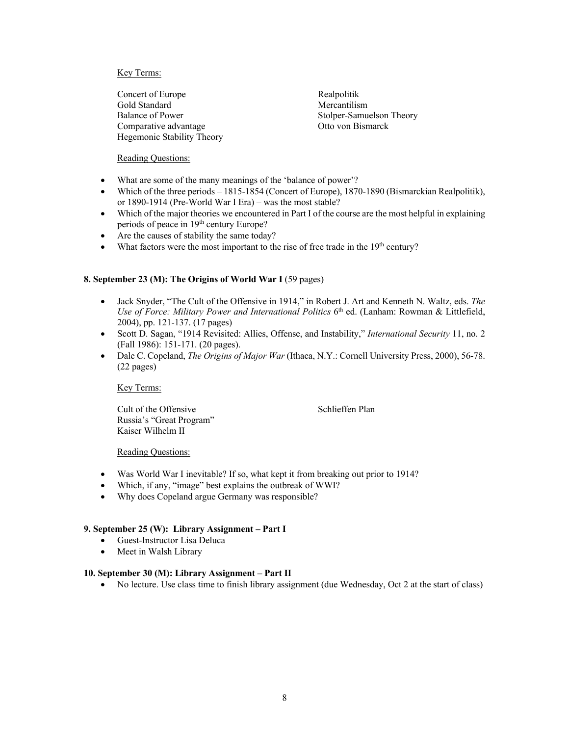Key Terms:

Concert of Europe
Gold Standard
Balance of Power
Comparative advantage
Hegemonic Stability Theory
Realpolitik
Mercantilism
Stolper-Samuelson Theory
Otto von Bismarck

Reading Questions:

- What are some of the many meanings of the 'balance of power'?
- Which of the three periods – 1815-1854 (Concert of Europe), 1870-1890 (Bismarckian Realpolitik), or 1890-1914 (Pre-World War I Era) – was the most stable?
- Which of the major theories we encountered in Part I of the course are the most helpful in explaining periods of peace in 19th century Europe?
- Are the causes of stability the same today?
- What factors were the most important to the rise of free trade in the 19th century?

**8. September 23 (M): The Origins of World War I** (59 pages)

- Jack Snyder, "The Cult of the Offensive in 1914," in Robert J. Art and Kenneth N. Waltz, eds. *The Use of Force: Military Power and International Politics* 6th ed. (Lanham: Rowman & Littlefield, 2004), pp. 121-137. (17 pages)
- Scott D. Sagan, "1914 Revisited: Allies, Offense, and Instability," *International Security* 11, no. 2 (Fall 1986): 151-171. (20 pages).
- Dale C. Copeland, *The Origins of Major War* (Ithaca, N.Y.: Cornell University Press, 2000), 56-78. (22 pages)

Key Terms:

Cult of the Offensive
Russia's "Great Program"
Kaiser Wilhelm II
Schlieffen Plan

Reading Questions:

- Was World War I inevitable? If so, what kept it from breaking out prior to 1914?
- Which, if any, "image" best explains the outbreak of WWI?
- Why does Copeland argue Germany was responsible?

**9. September 25 (W): Library Assignment – Part I**

- Guest-Instructor Lisa Deluca
- Meet in Walsh Library

**10. September 30 (M): Library Assignment – Part II**

- No lecture. Use class time to finish library assignment (due Wednesday, Oct 2 at the start of class)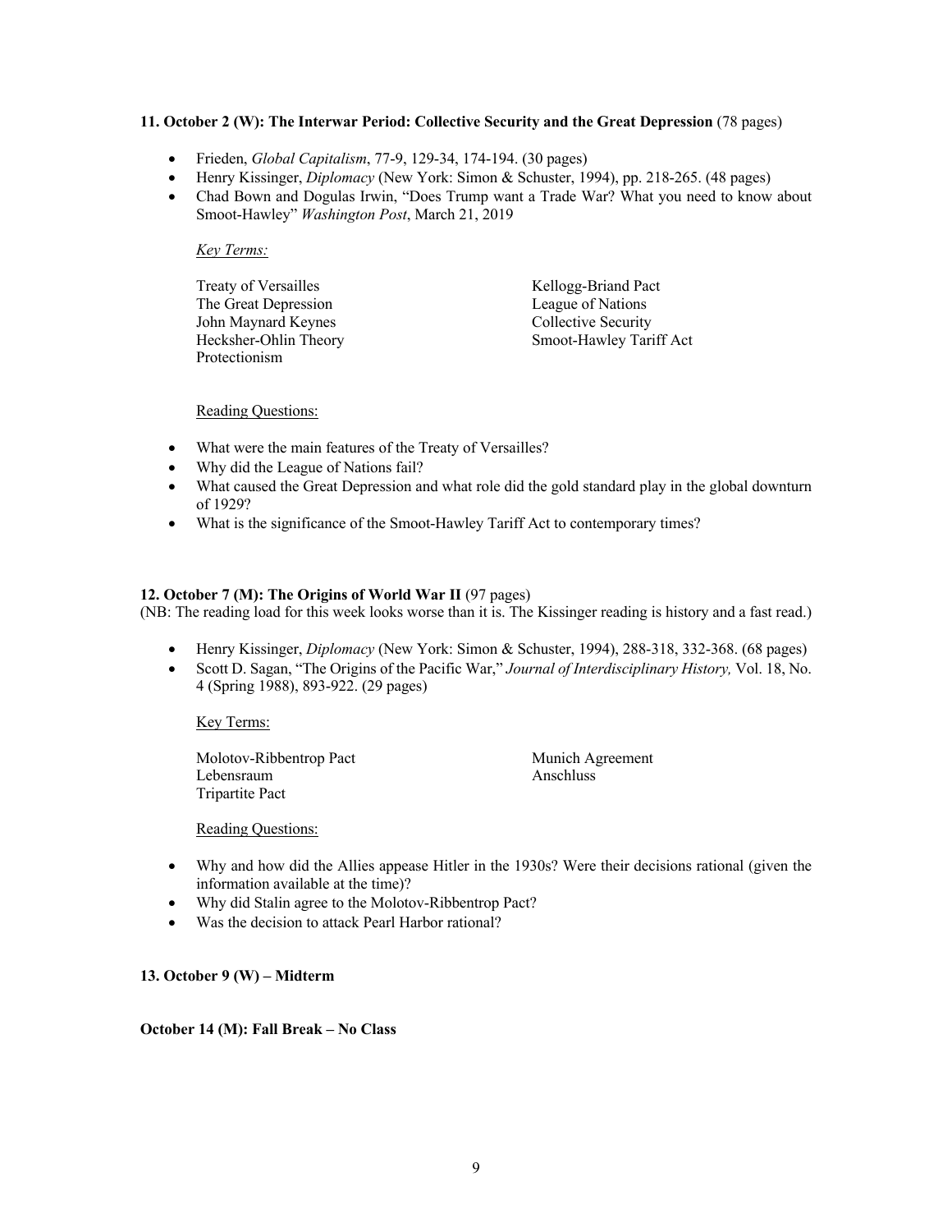**11. October 2 (W): The Interwar Period: Collective Security and the Great Depression** (78 pages)

- Frieden, *Global Capitalism*, 77-9, 129-34, 174-194. (30 pages)
- Henry Kissinger, *Diplomacy* (New York: Simon & Schuster, 1994), pp. 218-265. (48 pages)
- Chad Bown and Dogulas Irwin, "Does Trump want a Trade War? What you need to know about Smoot-Hawley" *Washington Post*, March 21, 2019

*Key Terms:*

Treaty of Versailles
The Great Depression
John Maynard Keynes
Hecksher-Ohlin Theory
Protectionism
Kellogg-Briand Pact
League of Nations
Collective Security
Smoot-Hawley Tariff Act

Reading Questions:

- What were the main features of the Treaty of Versailles?
- Why did the League of Nations fail?
- What caused the Great Depression and what role did the gold standard play in the global downturn of 1929?
- What is the significance of the Smoot-Hawley Tariff Act to contemporary times?

**12. October 7 (M): The Origins of World War II** (97 pages)
(NB: The reading load for this week looks worse than it is. The Kissinger reading is history and a fast read.)

- Henry Kissinger, *Diplomacy* (New York: Simon & Schuster, 1994), 288-318, 332-368. (68 pages)
- Scott D. Sagan, "The Origins of the Pacific War," *Journal of Interdisciplinary History,* Vol. 18, No. 4 (Spring 1988), 893-922. (29 pages)

Key Terms:

Molotov-Ribbentrop Pact
Lebensraum
Tripartite Pact
Munich Agreement
Anschluss

Reading Questions:

- Why and how did the Allies appease Hitler in the 1930s? Were their decisions rational (given the information available at the time)?
- Why did Stalin agree to the Molotov-Ribbentrop Pact?
- Was the decision to attack Pearl Harbor rational?

**13. October 9 (W) – Midterm**

**October 14 (M): Fall Break – No Class**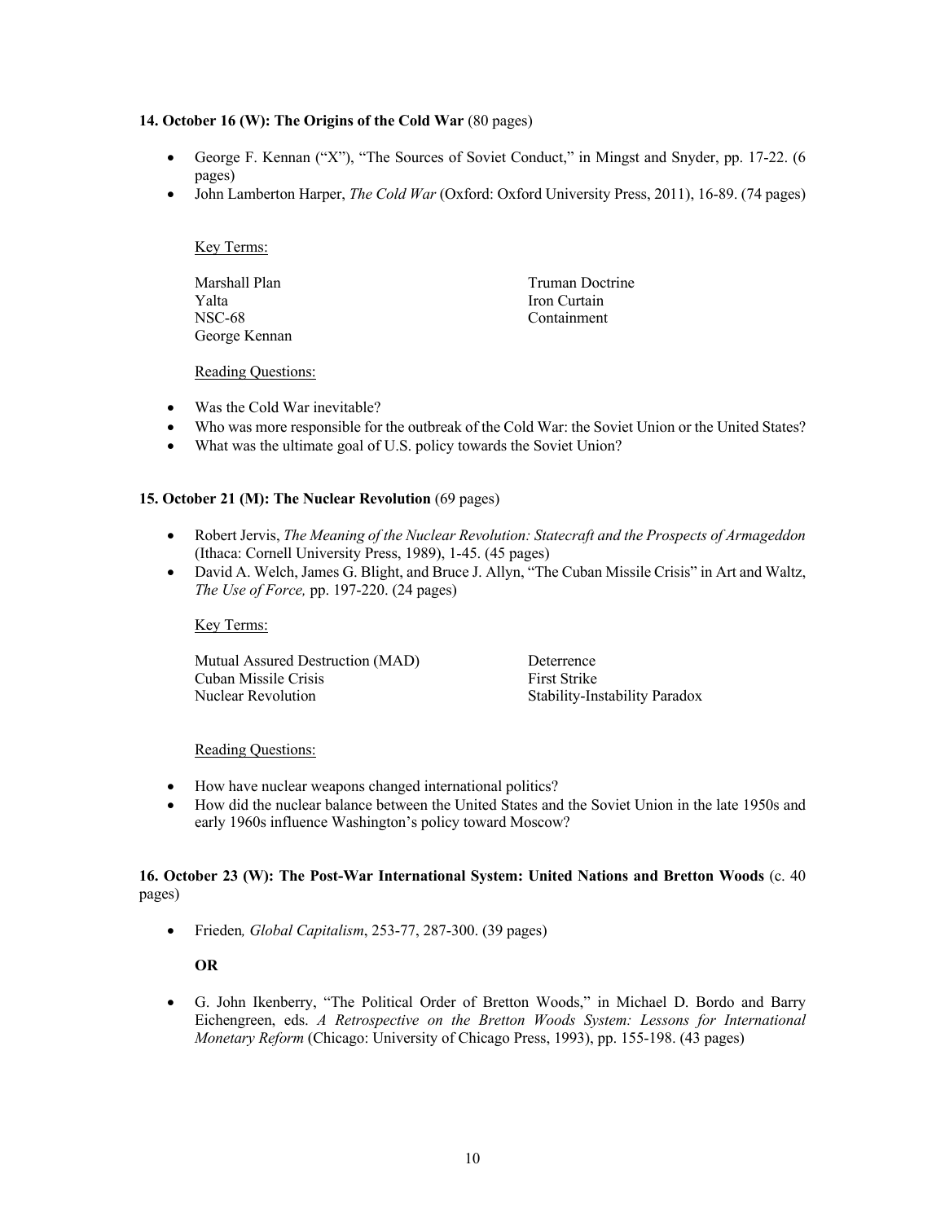**14. October 16 (W): The Origins of the Cold War** (80 pages)

- George F. Kennan ("X"), "The Sources of Soviet Conduct," in Mingst and Snyder, pp. 17-22. (6 pages)
- John Lamberton Harper, *The Cold War* (Oxford: Oxford University Press, 2011), 16-89. (74 pages)

Key Terms:

| | |
|---|---|
| Marshall Plan | Truman Doctrine |
| Yalta | Iron Curtain |
| NSC-68 | Containment |
| George Kennan | |

Reading Questions:

- Was the Cold War inevitable?
- Who was more responsible for the outbreak of the Cold War: the Soviet Union or the United States?
- What was the ultimate goal of U.S. policy towards the Soviet Union?

**15. October 21 (M): The Nuclear Revolution** (69 pages)

- Robert Jervis, *The Meaning of the Nuclear Revolution: Statecraft and the Prospects of Armageddon* (Ithaca: Cornell University Press, 1989), 1-45. (45 pages)
- David A. Welch, James G. Blight, and Bruce J. Allyn, "The Cuban Missile Crisis" in Art and Waltz, *The Use of Force,* pp. 197-220. (24 pages)

Key Terms:

| | |
|---|---|
| Mutual Assured Destruction (MAD) | Deterrence |
| Cuban Missile Crisis | First Strike |
| Nuclear Revolution | Stability-Instability Paradox |

Reading Questions:

- How have nuclear weapons changed international politics?
- How did the nuclear balance between the United States and the Soviet Union in the late 1950s and early 1960s influence Washington's policy toward Moscow?

**16. October 23 (W): The Post-War International System: United Nations and Bretton Woods** (c. 40 pages)

- Frieden*, Global Capitalism*, 253-77, 287-300. (39 pages)

  **OR**

- G. John Ikenberry, "The Political Order of Bretton Woods," in Michael D. Bordo and Barry Eichengreen, eds. *A Retrospective on the Bretton Woods System: Lessons for International Monetary Reform* (Chicago: University of Chicago Press, 1993), pp. 155-198. (43 pages)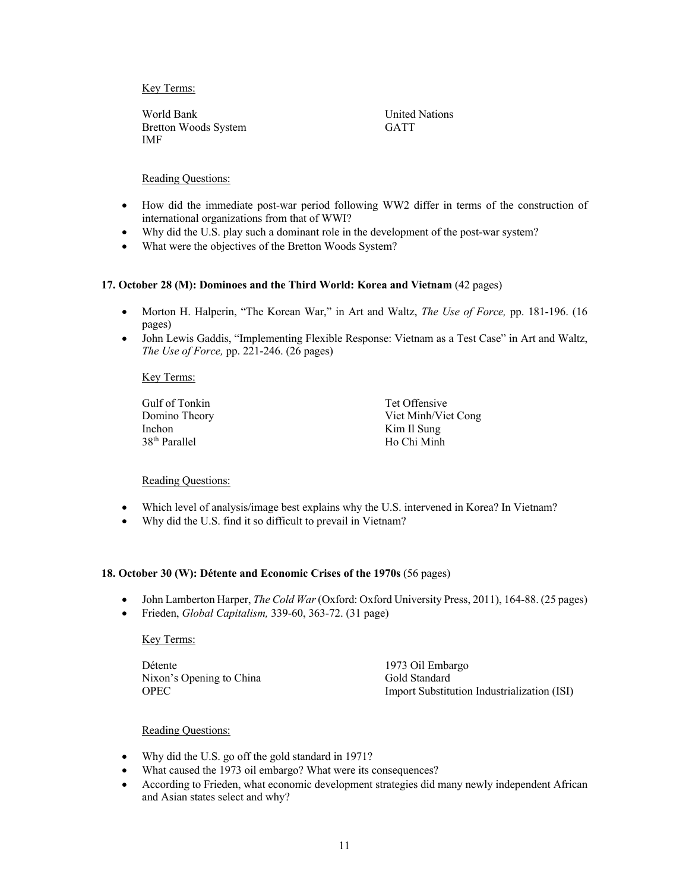Key Terms:

World Bank
Bretton Woods System
IMF
United Nations
GATT

Reading Questions:

- How did the immediate post-war period following WW2 differ in terms of the construction of international organizations from that of WWI?
- Why did the U.S. play such a dominant role in the development of the post-war system?
- What were the objectives of the Bretton Woods System?

**17. October 28 (M): Dominoes and the Third World: Korea and Vietnam** (42 pages)

- Morton H. Halperin, "The Korean War," in Art and Waltz, *The Use of Force,* pp. 181-196. (16 pages)
- John Lewis Gaddis, "Implementing Flexible Response: Vietnam as a Test Case" in Art and Waltz, *The Use of Force,* pp. 221-246. (26 pages)

Key Terms:

Gulf of Tonkin
Domino Theory
Inchon
38th Parallel
Tet Offensive
Viet Minh/Viet Cong
Kim Il Sung
Ho Chi Minh

Reading Questions:

- Which level of analysis/image best explains why the U.S. intervened in Korea? In Vietnam?
- Why did the U.S. find it so difficult to prevail in Vietnam?

**18. October 30 (W): Détente and Economic Crises of the 1970s** (56 pages)

- John Lamberton Harper, *The Cold War* (Oxford: Oxford University Press, 2011), 164-88. (25 pages)
- Frieden, *Global Capitalism,* 339-60, 363-72. (31 page)

Key Terms:

Détente
Nixon's Opening to China
OPEC
1973 Oil Embargo
Gold Standard
Import Substitution Industrialization (ISI)

Reading Questions:

- Why did the U.S. go off the gold standard in 1971?
- What caused the 1973 oil embargo? What were its consequences?
- According to Frieden, what economic development strategies did many newly independent African and Asian states select and why?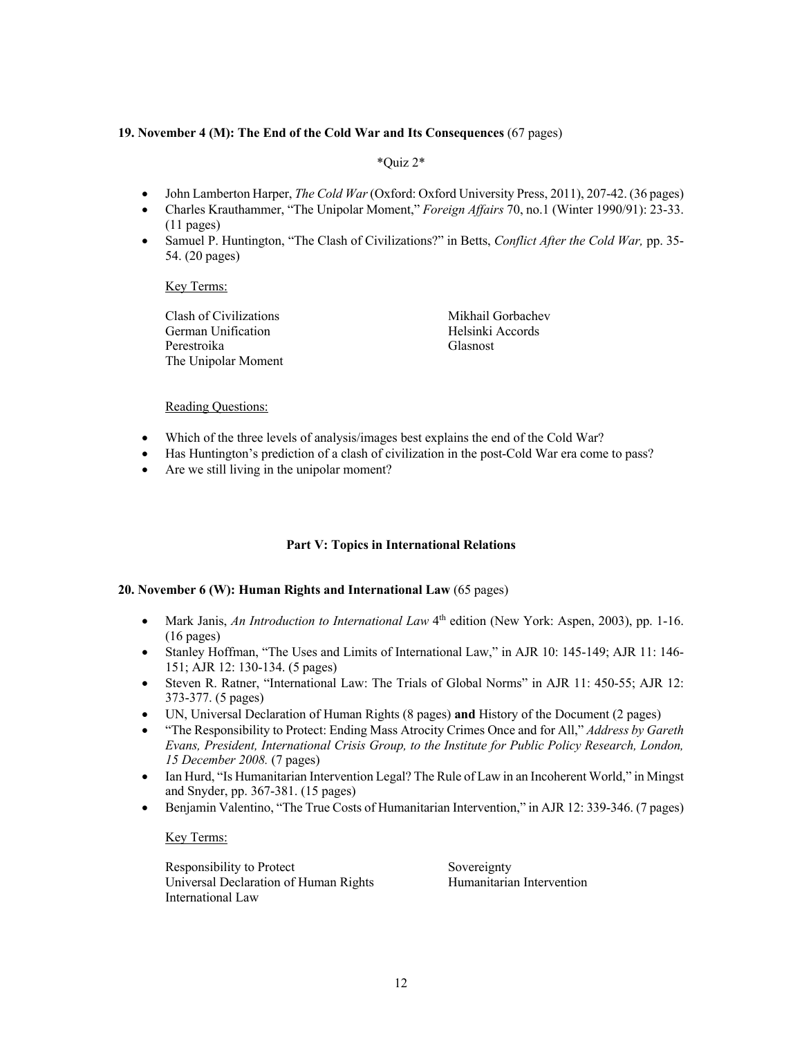**19. November 4 (M): The End of the Cold War and Its Consequences** (67 pages)

*Quiz 2*

- John Lamberton Harper, *The Cold War* (Oxford: Oxford University Press, 2011), 207-42. (36 pages)
- Charles Krauthammer, "The Unipolar Moment," *Foreign Affairs* 70, no.1 (Winter 1990/91): 23-33. (11 pages)
- Samuel P. Huntington, "The Clash of Civilizations?" in Betts, *Conflict After the Cold War,* pp. 35-54. (20 pages)

Key Terms:

Clash of Civilizations
German Unification
Perestroika
The Unipolar Moment
Mikhail Gorbachev
Helsinki Accords
Glasnost

Reading Questions:

- Which of the three levels of analysis/images best explains the end of the Cold War?
- Has Huntington's prediction of a clash of civilization in the post-Cold War era come to pass?
- Are we still living in the unipolar moment?

**Part V: Topics in International Relations**

**20. November 6 (W): Human Rights and International Law** (65 pages)

- Mark Janis, *An Introduction to International Law* 4th edition (New York: Aspen, 2003), pp. 1-16. (16 pages)
- Stanley Hoffman, "The Uses and Limits of International Law," in AJR 10: 145-149; AJR 11: 146-151; AJR 12: 130-134. (5 pages)
- Steven R. Ratner, "International Law: The Trials of Global Norms" in AJR 11: 450-55; AJR 12: 373-377. (5 pages)
- UN, Universal Declaration of Human Rights (8 pages) **and** History of the Document (2 pages)
- "The Responsibility to Protect: Ending Mass Atrocity Crimes Once and for All," *Address by Gareth Evans, President, International Crisis Group, to the Institute for Public Policy Research, London, 15 December 2008.* (7 pages)
- Ian Hurd, "Is Humanitarian Intervention Legal? The Rule of Law in an Incoherent World," in Mingst and Snyder, pp. 367-381. (15 pages)
- Benjamin Valentino, "The True Costs of Humanitarian Intervention," in AJR 12: 339-346. (7 pages)

Key Terms:

Responsibility to Protect
Universal Declaration of Human Rights
International Law
Sovereignty
Humanitarian Intervention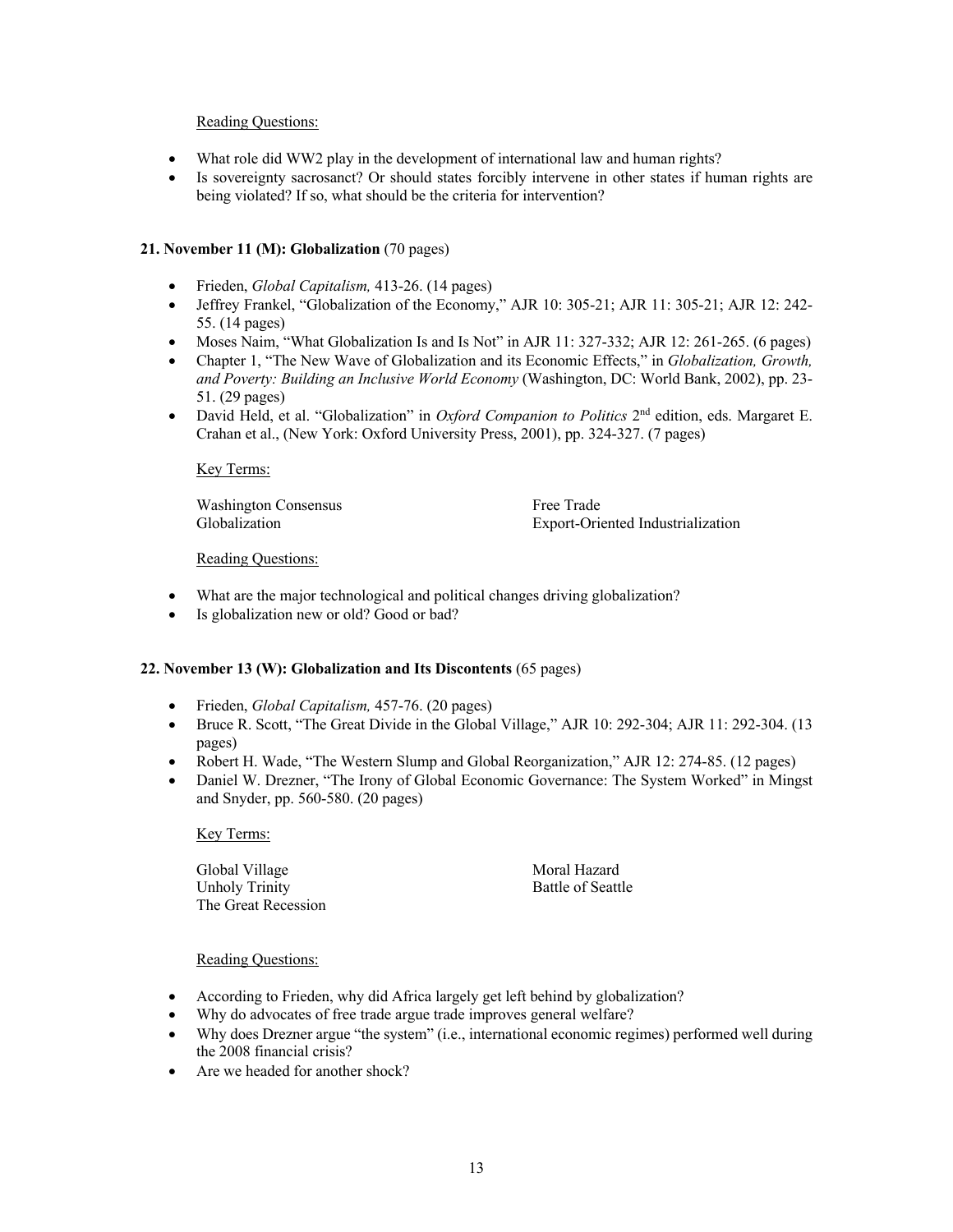Reading Questions:

- What role did WW2 play in the development of international law and human rights?
- Is sovereignty sacrosanct? Or should states forcibly intervene in other states if human rights are being violated? If so, what should be the criteria for intervention?

**21. November 11 (M): Globalization** (70 pages)

- Frieden, *Global Capitalism,* 413-26. (14 pages)
- Jeffrey Frankel, "Globalization of the Economy," AJR 10: 305-21; AJR 11: 305-21; AJR 12: 242-55. (14 pages)
- Moses Naim, "What Globalization Is and Is Not" in AJR 11: 327-332; AJR 12: 261-265. (6 pages)
- Chapter 1, "The New Wave of Globalization and its Economic Effects," in *Globalization, Growth, and Poverty: Building an Inclusive World Economy* (Washington, DC: World Bank, 2002), pp. 23-51. (29 pages)
- David Held, et al. "Globalization" in *Oxford Companion to Politics* 2nd edition, eds. Margaret E. Crahan et al., (New York: Oxford University Press, 2001), pp. 324-327. (7 pages)

Key Terms:

| | |
|---|---|
| Washington Consensus | Free Trade |
| Globalization | Export-Oriented Industrialization |

Reading Questions:

- What are the major technological and political changes driving globalization?
- Is globalization new or old? Good or bad?

**22. November 13 (W): Globalization and Its Discontents** (65 pages)

- Frieden, *Global Capitalism,* 457-76. (20 pages)
- Bruce R. Scott, "The Great Divide in the Global Village," AJR 10: 292-304; AJR 11: 292-304. (13 pages)
- Robert H. Wade, "The Western Slump and Global Reorganization," AJR 12: 274-85. (12 pages)
- Daniel W. Drezner, "The Irony of Global Economic Governance: The System Worked" in Mingst and Snyder, pp. 560-580. (20 pages)

Key Terms:

| | |
|---|---|
| Global Village | Moral Hazard |
| Unholy Trinity | Battle of Seattle |
| The Great Recession | |

Reading Questions:

- According to Frieden, why did Africa largely get left behind by globalization?
- Why do advocates of free trade argue trade improves general welfare?
- Why does Drezner argue "the system" (i.e., international economic regimes) performed well during the 2008 financial crisis?
- Are we headed for another shock?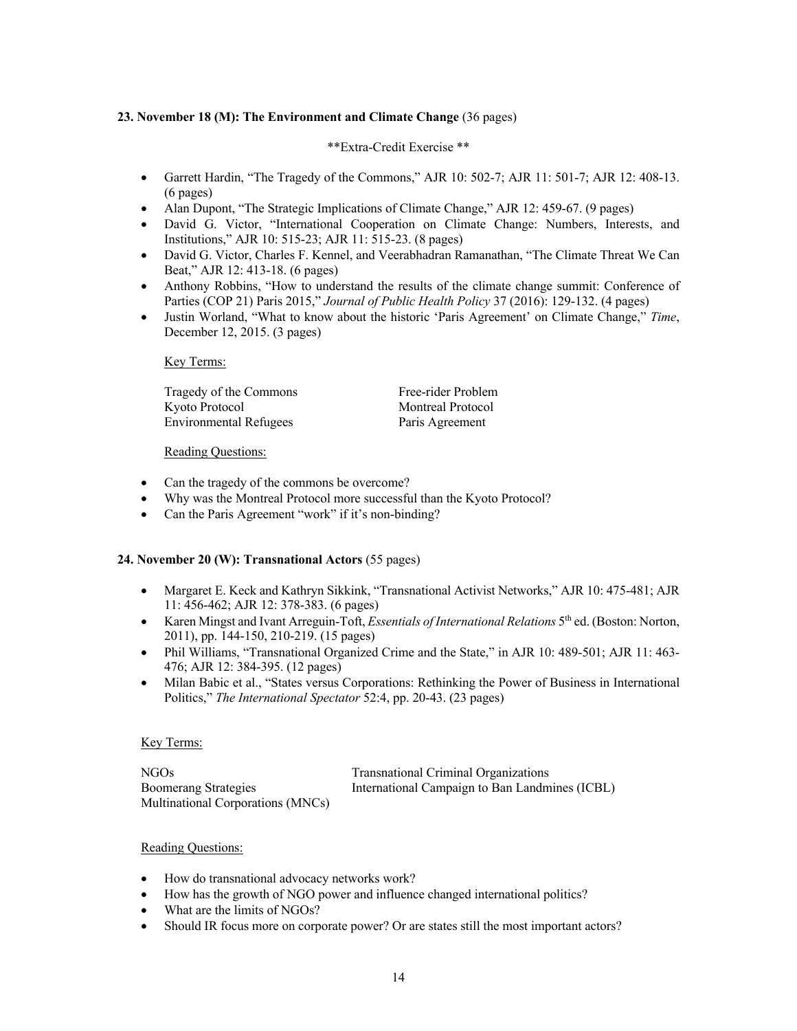**23. November 18 (M): The Environment and Climate Change** (36 pages)

**Extra-Credit Exercise **

- Garrett Hardin, "The Tragedy of the Commons," AJR 10: 502-7; AJR 11: 501-7; AJR 12: 408-13. (6 pages)
- Alan Dupont, "The Strategic Implications of Climate Change," AJR 12: 459-67. (9 pages)
- David G. Victor, "International Cooperation on Climate Change: Numbers, Interests, and Institutions," AJR 10: 515-23; AJR 11: 515-23. (8 pages)
- David G. Victor, Charles F. Kennel, and Veerabhadran Ramanathan, "The Climate Threat We Can Beat," AJR 12: 413-18. (6 pages)
- Anthony Robbins, "How to understand the results of the climate change summit: Conference of Parties (COP 21) Paris 2015," *Journal of Public Health Policy* 37 (2016): 129-132. (4 pages)
- Justin Worland, "What to know about the historic 'Paris Agreement' on Climate Change," *Time*, December 12, 2015. (3 pages)

Key Terms:

| | |
|---|---|
| Tragedy of the Commons | Free-rider Problem |
| Kyoto Protocol | Montreal Protocol |
| Environmental Refugees | Paris Agreement |

Reading Questions:

- Can the tragedy of the commons be overcome?
- Why was the Montreal Protocol more successful than the Kyoto Protocol?
- Can the Paris Agreement "work" if it's non-binding?

**24. November 20 (W): Transnational Actors** (55 pages)

- Margaret E. Keck and Kathryn Sikkink, "Transnational Activist Networks," AJR 10: 475-481; AJR 11: 456-462; AJR 12: 378-383. (6 pages)
- Karen Mingst and Ivant Arreguin-Toft, *Essentials of International Relations* 5th ed. (Boston: Norton, 2011), pp. 144-150, 210-219. (15 pages)
- Phil Williams, "Transnational Organized Crime and the State," in AJR 10: 489-501; AJR 11: 463-476; AJR 12: 384-395. (12 pages)
- Milan Babic et al., "States versus Corporations: Rethinking the Power of Business in International Politics," *The International Spectator* 52:4, pp. 20-43. (23 pages)

Key Terms:

| | |
|---|---|
| NGOs | Transnational Criminal Organizations |
| Boomerang Strategies | International Campaign to Ban Landmines (ICBL) |
| Multinational Corporations (MNCs) | |

Reading Questions:

- How do transnational advocacy networks work?
- How has the growth of NGO power and influence changed international politics?
- What are the limits of NGOs?
- Should IR focus more on corporate power? Or are states still the most important actors?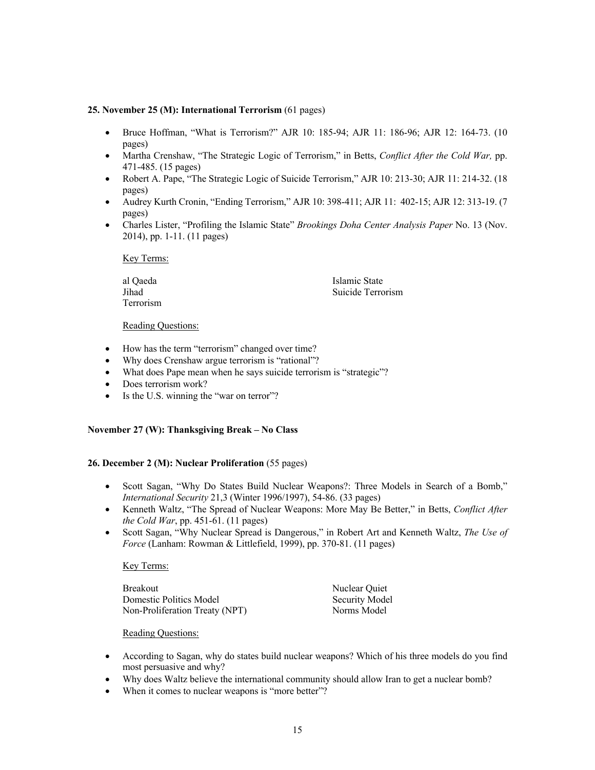**25. November 25 (M): International Terrorism** (61 pages)

- Bruce Hoffman, "What is Terrorism?" AJR 10: 185-94; AJR 11: 186-96; AJR 12: 164-73. (10 pages)
- Martha Crenshaw, "The Strategic Logic of Terrorism," in Betts, *Conflict After the Cold War,* pp. 471-485. (15 pages)
- Robert A. Pape, "The Strategic Logic of Suicide Terrorism," AJR 10: 213-30; AJR 11: 214-32. (18 pages)
- Audrey Kurth Cronin, "Ending Terrorism," AJR 10: 398-411; AJR 11: 402-15; AJR 12: 313-19. (7 pages)
- Charles Lister, "Profiling the Islamic State" *Brookings Doha Center Analysis Paper* No. 13 (Nov. 2014), pp. 1-11. (11 pages)

Key Terms:

al Qaeda
Jihad
Terrorism
Islamic State
Suicide Terrorism

Reading Questions:

- How has the term "terrorism" changed over time?
- Why does Crenshaw argue terrorism is "rational"?
- What does Pape mean when he says suicide terrorism is "strategic"?
- Does terrorism work?
- Is the U.S. winning the "war on terror"?

**November 27 (W): Thanksgiving Break – No Class**

**26. December 2 (M): Nuclear Proliferation** (55 pages)

- Scott Sagan, "Why Do States Build Nuclear Weapons?: Three Models in Search of a Bomb," *International Security* 21,3 (Winter 1996/1997), 54-86. (33 pages)
- Kenneth Waltz, "The Spread of Nuclear Weapons: More May Be Better," in Betts, *Conflict After the Cold War*, pp. 451-61. (11 pages)
- Scott Sagan, "Why Nuclear Spread is Dangerous," in Robert Art and Kenneth Waltz, *The Use of Force* (Lanham: Rowman & Littlefield, 1999), pp. 370-81. (11 pages)

Key Terms:

Breakout
Domestic Politics Model
Non-Proliferation Treaty (NPT)
Nuclear Quiet
Security Model
Norms Model

Reading Questions:

- According to Sagan, why do states build nuclear weapons? Which of his three models do you find most persuasive and why?
- Why does Waltz believe the international community should allow Iran to get a nuclear bomb?
- When it comes to nuclear weapons is "more better"?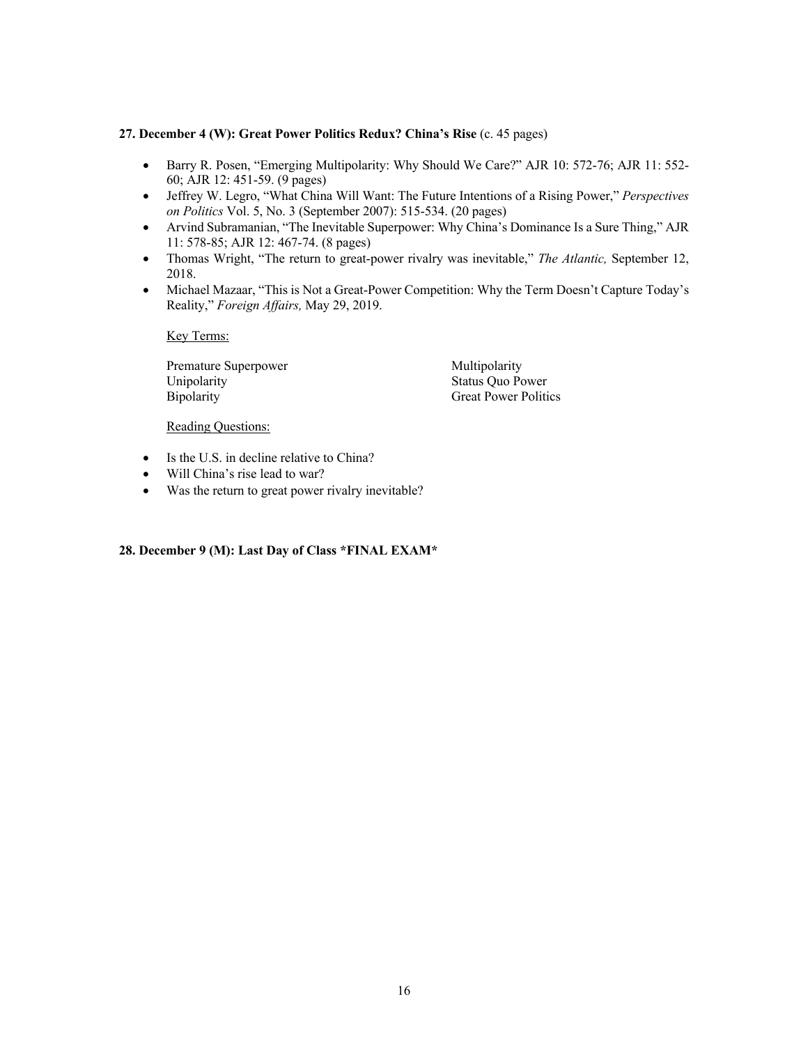**27. December 4 (W): Great Power Politics Redux? China's Rise** (c. 45 pages)

- Barry R. Posen, "Emerging Multipolarity: Why Should We Care?" AJR 10: 572-76; AJR 11: 552-60; AJR 12: 451-59. (9 pages)
- Jeffrey W. Legro, "What China Will Want: The Future Intentions of a Rising Power," *Perspectives on Politics* Vol. 5, No. 3 (September 2007): 515-534. (20 pages)
- Arvind Subramanian, "The Inevitable Superpower: Why China's Dominance Is a Sure Thing," AJR 11: 578-85; AJR 12: 467-74. (8 pages)
- Thomas Wright, "The return to great-power rivalry was inevitable," *The Atlantic,* September 12, 2018.
- Michael Mazaar, "This is Not a Great-Power Competition: Why the Term Doesn't Capture Today's Reality," *Foreign Affairs,* May 29, 2019.

Key Terms:

| | |
|---|---|
| Premature Superpower | Multipolarity |
| Unipolarity | Status Quo Power |
| Bipolarity | Great Power Politics |

Reading Questions:

- Is the U.S. in decline relative to China?
- Will China's rise lead to war?
- Was the return to great power rivalry inevitable?

**28. December 9 (M): Last Day of Class *FINAL EXAM***